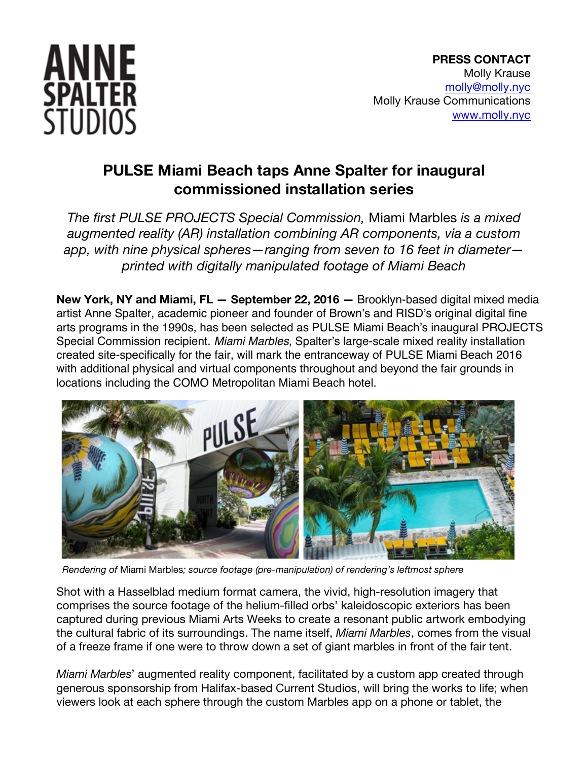**ANNE SPALTER STUDIOS**

**PRESS CONTACT**
Molly Krause
molly@molly.nyc
Molly Krause Communications
www.molly.nyc

# PULSE Miami Beach taps Anne Spalter for inaugural commissioned installation series

*The first PULSE PROJECTS Special Commission,* Miami Marbles *is a mixed augmented reality (AR) installation combining AR components, via a custom app, with nine physical spheres—ranging from seven to 16 feet in diameter—printed with digitally manipulated footage of Miami Beach*

**New York, NY and Miami, FL — September 22, 2016 —** Brooklyn-based digital mixed media artist Anne Spalter, academic pioneer and founder of Brown's and RISD's original digital fine arts programs in the 1990s, has been selected as PULSE Miami Beach's inaugural PROJECTS Special Commission recipient. *Miami Marbles*, Spalter's large-scale mixed reality installation created site-specifically for the fair, will mark the entranceway of PULSE Miami Beach 2016 with additional physical and virtual components throughout and beyond the fair grounds in locations including the COMO Metropolitan Miami Beach hotel.

*Rendering of* Miami Marbles*; source footage (pre-manipulation) of rendering's leftmost sphere*

Shot with a Hasselblad medium format camera, the vivid, high-resolution imagery that comprises the source footage of the helium-filled orbs' kaleidoscopic exteriors has been captured during previous Miami Arts Weeks to create a resonant public artwork embodying the cultural fabric of its surroundings. The name itself, *Miami Marbles*, comes from the visual of a freeze frame if one were to throw down a set of giant marbles in front of the fair tent.

*Miami Marbles*' augmented reality component, facilitated by a custom app created through generous sponsorship from Halifax-based Current Studios, will bring the works to life; when viewers look at each sphere through the custom Marbles app on a phone or tablet, the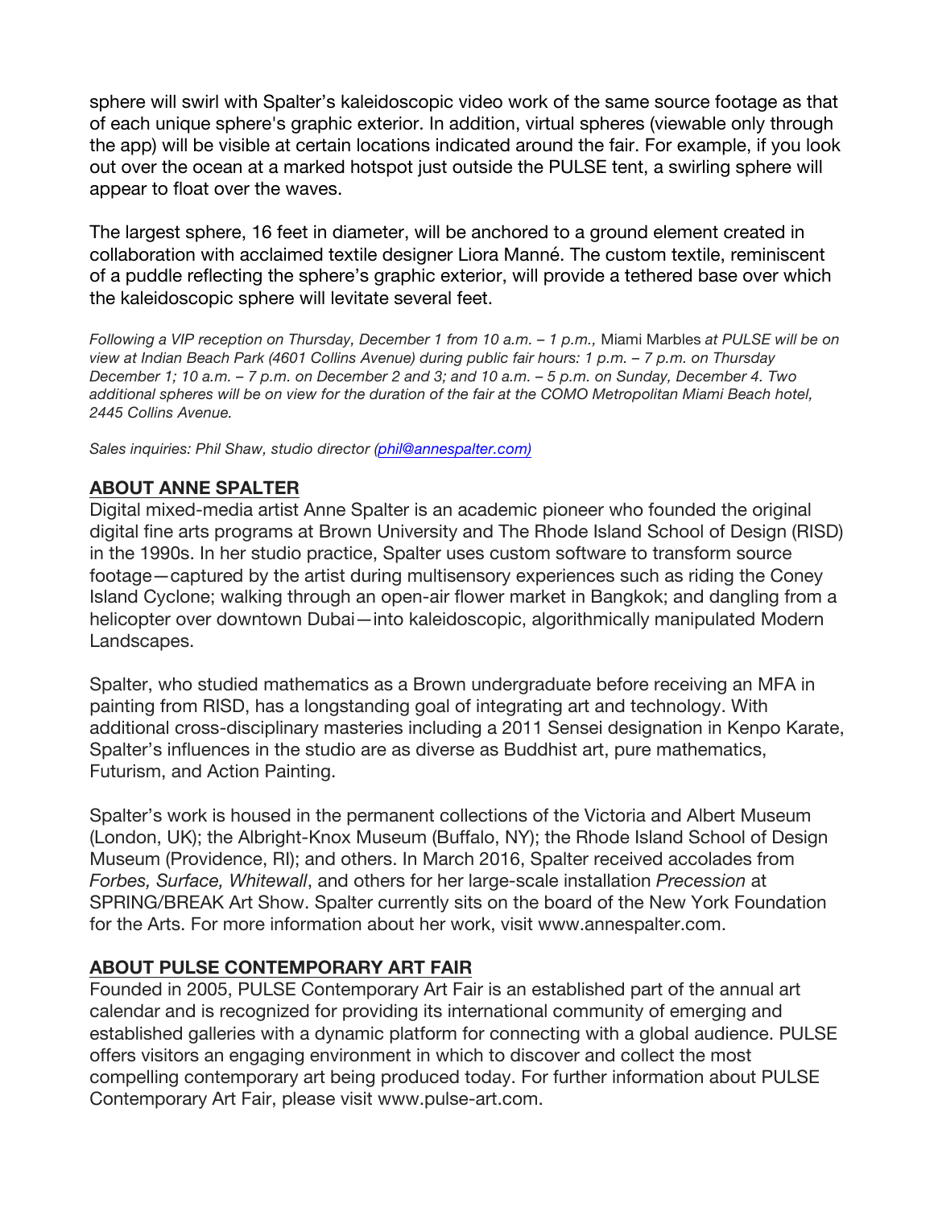sphere will swirl with Spalter's kaleidoscopic video work of the same source footage as that of each unique sphere's graphic exterior. In addition, virtual spheres (viewable only through the app) will be visible at certain locations indicated around the fair. For example, if you look out over the ocean at a marked hotspot just outside the PULSE tent, a swirling sphere will appear to float over the waves.

The largest sphere, 16 feet in diameter, will be anchored to a ground element created in collaboration with acclaimed textile designer Liora Manné. The custom textile, reminiscent of a puddle reflecting the sphere's graphic exterior, will provide a tethered base over which the kaleidoscopic sphere will levitate several feet.

*Following a VIP reception on Thursday, December 1 from 10 a.m. – 1 p.m.,* Miami Marbles *at PULSE will be on view at Indian Beach Park (4601 Collins Avenue) during public fair hours: 1 p.m. – 7 p.m. on Thursday December 1; 10 a.m. – 7 p.m. on December 2 and 3; and 10 a.m. – 5 p.m. on Sunday, December 4. Two additional spheres will be on view for the duration of the fair at the COMO Metropolitan Miami Beach hotel, 2445 Collins Avenue.*

*Sales inquiries: Phil Shaw, studio director (phil@annespalter.com)*

## ABOUT ANNE SPALTER

Digital mixed-media artist Anne Spalter is an academic pioneer who founded the original digital fine arts programs at Brown University and The Rhode Island School of Design (RISD) in the 1990s. In her studio practice, Spalter uses custom software to transform source footage—captured by the artist during multisensory experiences such as riding the Coney Island Cyclone; walking through an open-air flower market in Bangkok; and dangling from a helicopter over downtown Dubai—into kaleidoscopic, algorithmically manipulated Modern Landscapes.

Spalter, who studied mathematics as a Brown undergraduate before receiving an MFA in painting from RISD, has a longstanding goal of integrating art and technology. With additional cross-disciplinary masteries including a 2011 Sensei designation in Kenpo Karate, Spalter's influences in the studio are as diverse as Buddhist art, pure mathematics, Futurism, and Action Painting.

Spalter's work is housed in the permanent collections of the Victoria and Albert Museum (London, UK); the Albright-Knox Museum (Buffalo, NY); the Rhode Island School of Design Museum (Providence, RI); and others. In March 2016, Spalter received accolades from *Forbes, Surface, Whitewall*, and others for her large-scale installation *Precession* at SPRING/BREAK Art Show. Spalter currently sits on the board of the New York Foundation for the Arts. For more information about her work, visit www.annespalter.com.

## ABOUT PULSE CONTEMPORARY ART FAIR

Founded in 2005, PULSE Contemporary Art Fair is an established part of the annual art calendar and is recognized for providing its international community of emerging and established galleries with a dynamic platform for connecting with a global audience. PULSE offers visitors an engaging environment in which to discover and collect the most compelling contemporary art being produced today. For further information about PULSE Contemporary Art Fair, please visit www.pulse-art.com.